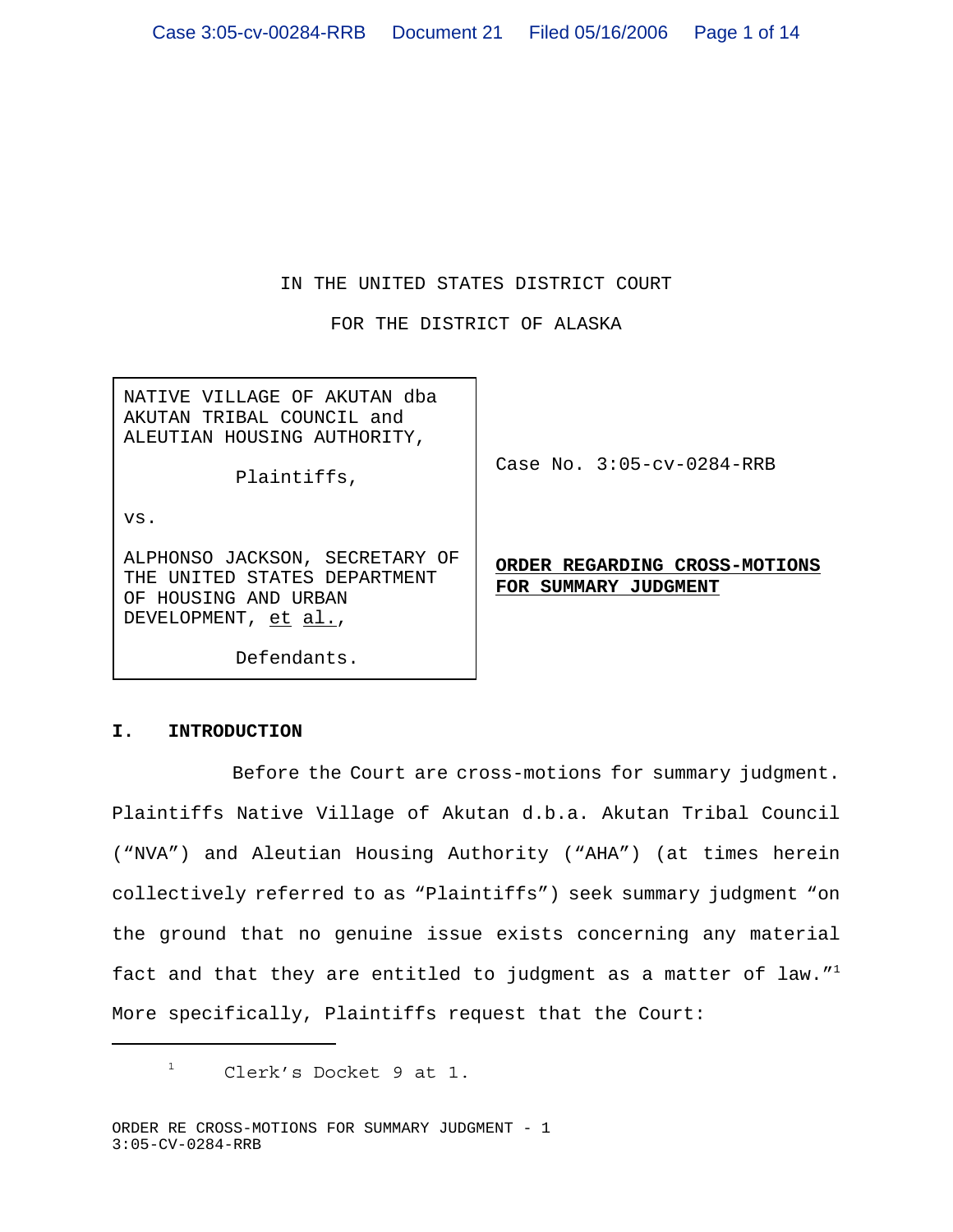IN THE UNITED STATES DISTRICT COURT

FOR THE DISTRICT OF ALASKA

| | |
|---|---|
| NATIVE VILLAGE OF AKUTAN dba AKUTAN TRIBAL COUNCIL and ALEUTIAN HOUSING AUTHORITY,<br><br>Plaintiffs,<br><br>vs.<br><br>ALPHONSO JACKSON, SECRETARY OF THE UNITED STATES DEPARTMENT OF HOUSING AND URBAN DEVELOPMENT, et al.,<br><br>Defendants. | Case No. 3:05-cv-0284-RRB<br><br>**ORDER REGARDING CROSS-MOTIONS FOR SUMMARY JUDGMENT** |

## I. INTRODUCTION

Before the Court are cross-motions for summary judgment. Plaintiffs Native Village of Akutan d.b.a. Akutan Tribal Council ("NVA") and Aleutian Housing Authority ("AHA") (at times herein collectively referred to as "Plaintiffs") seek summary judgment "on the ground that no genuine issue exists concerning any material fact and that they are entitled to judgment as a matter of law."[1] More specifically, Plaintiffs request that the Court:

[1] Clerk's Docket 9 at 1.

ORDER RE CROSS-MOTIONS FOR SUMMARY JUDGMENT - 1
3:05-CV-0284-RRB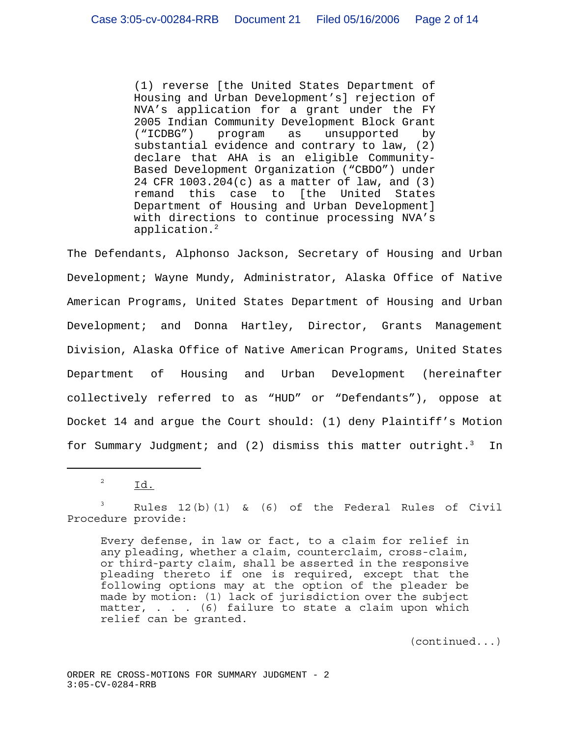> (1) reverse [the United States Department of Housing and Urban Development's] rejection of NVA's application for a grant under the FY 2005 Indian Community Development Block Grant ("ICDBG") program as unsupported by substantial evidence and contrary to law, (2) declare that AHA is an eligible Community-Based Development Organization ("CBDO") under 24 CFR 1003.204(c) as a matter of law, and (3) remand this case to [the United States Department of Housing and Urban Development] with directions to continue processing NVA's application.[2]

The Defendants, Alphonso Jackson, Secretary of Housing and Urban Development; Wayne Mundy, Administrator, Alaska Office of Native American Programs, United States Department of Housing and Urban Development; and Donna Hartley, Director, Grants Management Division, Alaska Office of Native American Programs, United States Department of Housing and Urban Development (hereinafter collectively referred to as "HUD" or "Defendants"), oppose at Docket 14 and argue the Court should: (1) deny Plaintiff's Motion for Summary Judgment; and (2) dismiss this matter outright.[3] In

---

[2] Id.

[3] Rules 12(b)(1) & (6) of the Federal Rules of Civil Procedure provide:

> Every defense, in law or fact, to a claim for relief in any pleading, whether a claim, counterclaim, cross-claim, or third-party claim, shall be asserted in the responsive pleading thereto if one is required, except that the following options may at the option of the pleader be made by motion: (1) lack of jurisdiction over the subject matter, . . . (6) failure to state a claim upon which relief can be granted.

(continued...)

ORDER RE CROSS-MOTIONS FOR SUMMARY JUDGMENT - 2
3:05-CV-0284-RRB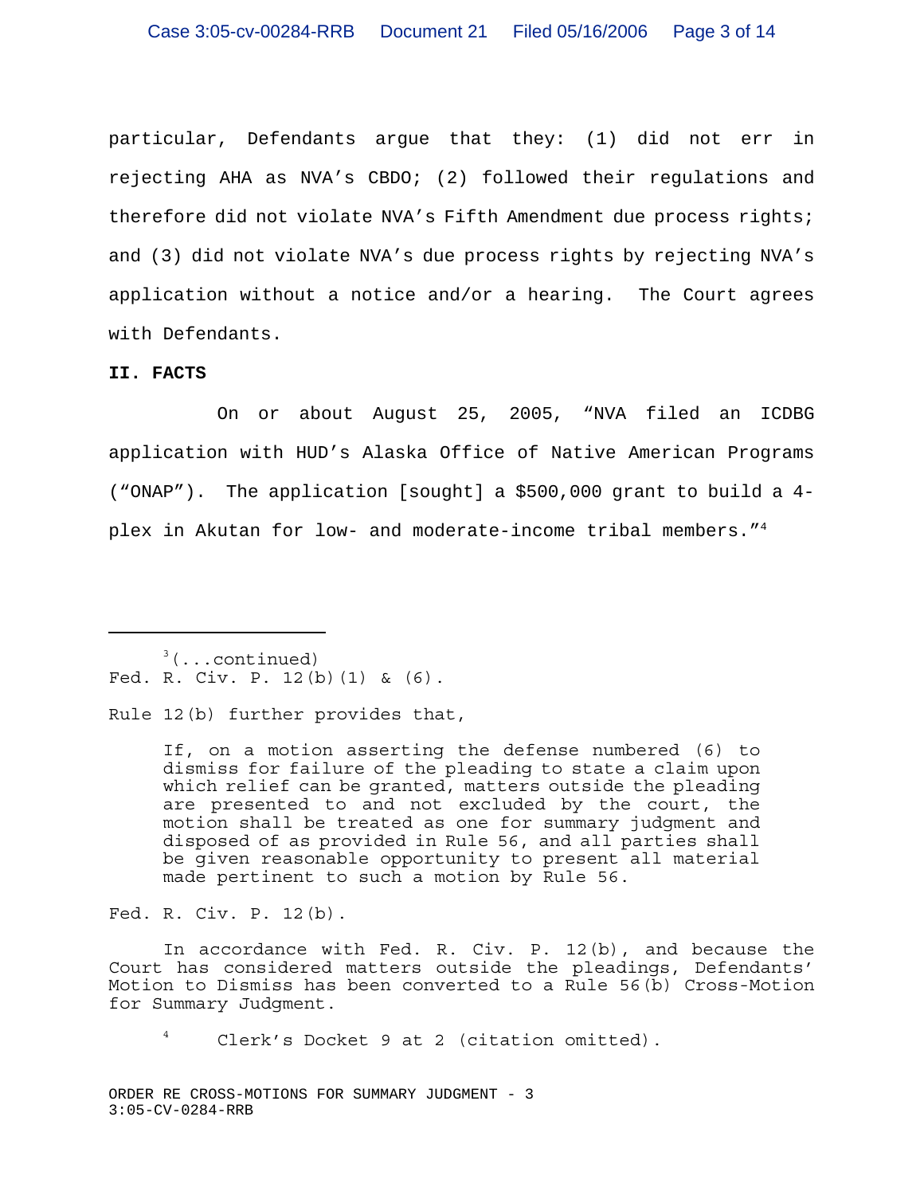particular, Defendants argue that they: (1) did not err in rejecting AHA as NVA's CBDO; (2) followed their regulations and therefore did not violate NVA's Fifth Amendment due process rights; and (3) did not violate NVA's due process rights by rejecting NVA's application without a notice and/or a hearing. The Court agrees with Defendants.

## II. FACTS

On or about August 25, 2005, "NVA filed an ICDBG application with HUD's Alaska Office of Native American Programs ("ONAP"). The application [sought] a $500,000 grant to build a 4-plex in Akutan for low- and moderate-income tribal members."[4]

---

[3](...continued)
Fed. R. Civ. P. 12(b)(1) & (6).

Rule 12(b) further provides that,

> If, on a motion asserting the defense numbered (6) to dismiss for failure of the pleading to state a claim upon which relief can be granted, matters outside the pleading are presented to and not excluded by the court, the motion shall be treated as one for summary judgment and disposed of as provided in Rule 56, and all parties shall be given reasonable opportunity to present all material made pertinent to such a motion by Rule 56.

Fed. R. Civ. P. 12(b).

In accordance with Fed. R. Civ. P. 12(b), and because the Court has considered matters outside the pleadings, Defendants' Motion to Dismiss has been converted to a Rule 56(b) Cross-Motion for Summary Judgment.

[4] Clerk's Docket 9 at 2 (citation omitted).

ORDER RE CROSS-MOTIONS FOR SUMMARY JUDGMENT - 3
3:05-CV-0284-RRB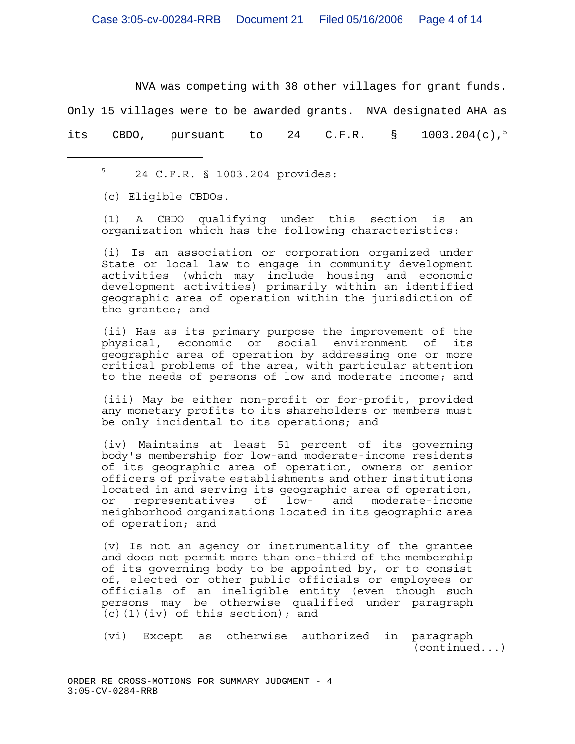NVA was competing with 38 other villages for grant funds. Only 15 villages were to be awarded grants. NVA designated AHA as its CBDO, pursuant to 24 C.F.R. § 1003.204(c),[5]

---

[5] 24 C.F.R. § 1003.204 provides:

(c) Eligible CBDOs.

(1) A CBDO qualifying under this section is an organization which has the following characteristics:

(i) Is an association or corporation organized under State or local law to engage in community development activities (which may include housing and economic development activities) primarily within an identified geographic area of operation within the jurisdiction of the grantee; and

(ii) Has as its primary purpose the improvement of the physical, economic or social environment of its geographic area of operation by addressing one or more critical problems of the area, with particular attention to the needs of persons of low and moderate income; and

(iii) May be either non-profit or for-profit, provided any monetary profits to its shareholders or members must be only incidental to its operations; and

(iv) Maintains at least 51 percent of its governing body's membership for low-and moderate-income residents of its geographic area of operation, owners or senior officers of private establishments and other institutions located in and serving its geographic area of operation, or representatives of low- and moderate-income neighborhood organizations located in its geographic area of operation; and

(v) Is not an agency or instrumentality of the grantee and does not permit more than one-third of the membership of its governing body to be appointed by, or to consist of, elected or other public officials or employees or officials of an ineligible entity (even though such persons may be otherwise qualified under paragraph (c)(1)(iv) of this section); and

(vi) Except as otherwise authorized in paragraph (continued...)

ORDER RE CROSS-MOTIONS FOR SUMMARY JUDGMENT - 4
3:05-CV-0284-RRB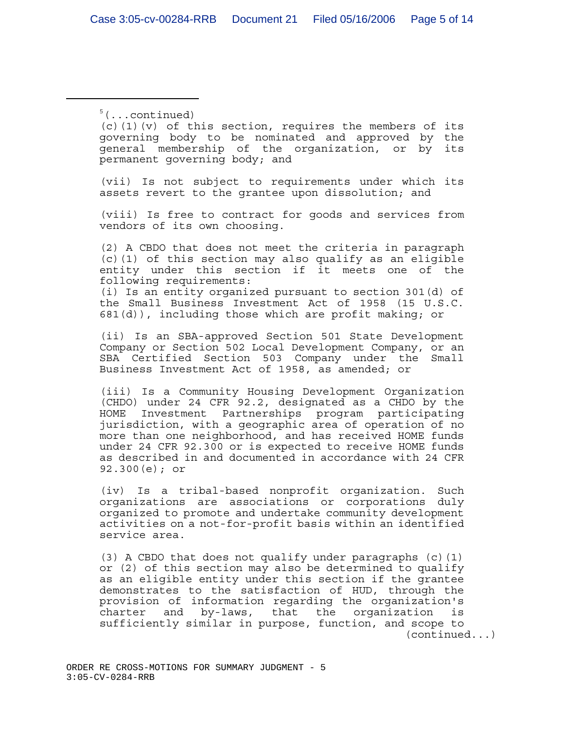[5](...continued)
(c)(1)(v) of this section, requires the members of its governing body to be nominated and approved by the general membership of the organization, or by its permanent governing body; and

(vii) Is not subject to requirements under which its assets revert to the grantee upon dissolution; and

(viii) Is free to contract for goods and services from vendors of its own choosing.

(2) A CBDO that does not meet the criteria in paragraph (c)(1) of this section may also qualify as an eligible entity under this section if it meets one of the following requirements:
(i) Is an entity organized pursuant to section 301(d) of the Small Business Investment Act of 1958 (15 U.S.C. 681(d)), including those which are profit making; or

(ii) Is an SBA-approved Section 501 State Development Company or Section 502 Local Development Company, or an SBA Certified Section 503 Company under the Small Business Investment Act of 1958, as amended; or

(iii) Is a Community Housing Development Organization (CHDO) under 24 CFR 92.2, designated as a CHDO by the HOME Investment Partnerships program participating jurisdiction, with a geographic area of operation of no more than one neighborhood, and has received HOME funds under 24 CFR 92.300 or is expected to receive HOME funds as described in and documented in accordance with 24 CFR 92.300(e); or

(iv) Is a tribal-based nonprofit organization. Such organizations are associations or corporations duly organized to promote and undertake community development activities on a not-for-profit basis within an identified service area.

(3) A CBDO that does not qualify under paragraphs (c)(1) or (2) of this section may also be determined to qualify as an eligible entity under this section if the grantee demonstrates to the satisfaction of HUD, through the provision of information regarding the organization's charter and by-laws, that the organization is sufficiently similar in purpose, function, and scope to
(continued...)

ORDER RE CROSS-MOTIONS FOR SUMMARY JUDGMENT - 5
3:05-CV-0284-RRB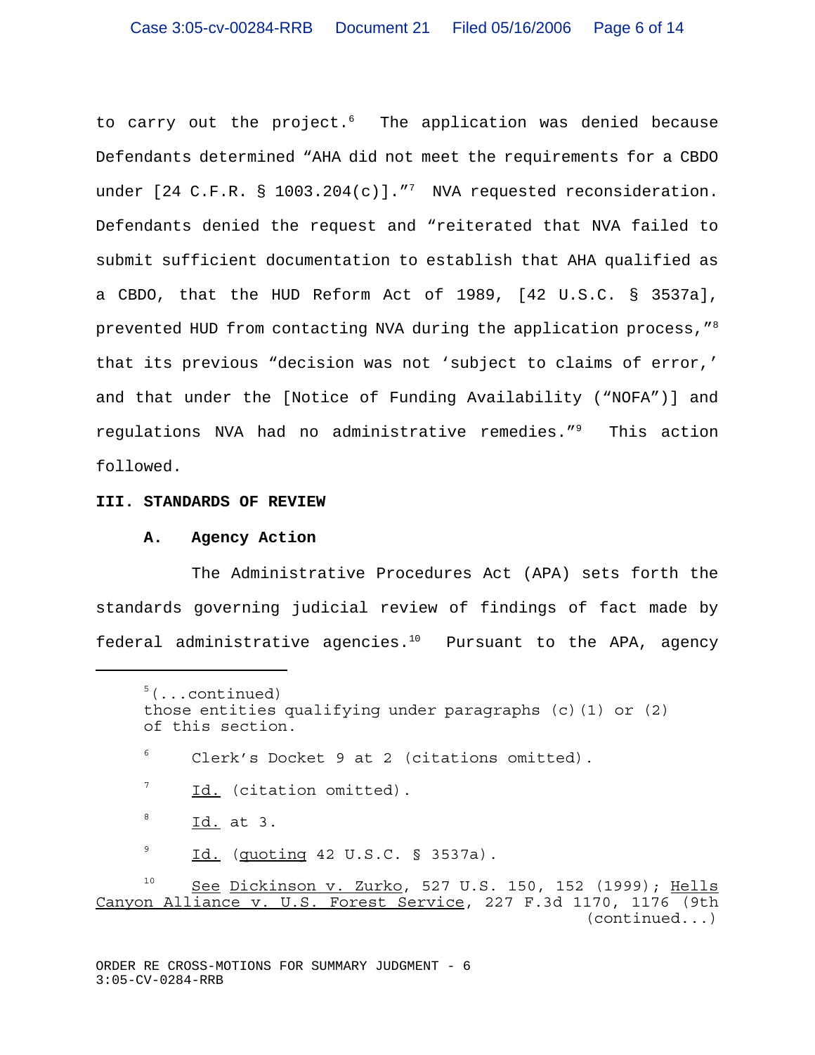to carry out the project.[6] The application was denied because Defendants determined "AHA did not meet the requirements for a CBDO under [24 C.F.R. § 1003.204(c)]."[7] NVA requested reconsideration. Defendants denied the request and "reiterated that NVA failed to submit sufficient documentation to establish that AHA qualified as a CBDO, that the HUD Reform Act of 1989, [42 U.S.C. § 3537a], prevented HUD from contacting NVA during the application process,"[8] that its previous "decision was not 'subject to claims of error,' and that under the [Notice of Funding Availability ("NOFA")] and regulations NVA had no administrative remedies."[9] This action followed.

**III. STANDARDS OF REVIEW**

**A. Agency Action**

The Administrative Procedures Act (APA) sets forth the standards governing judicial review of findings of fact made by federal administrative agencies.[10] Pursuant to the APA, agency

---

[5](...continued) those entities qualifying under paragraphs (c)(1) or (2) of this section.

[6] Clerk's Docket 9 at 2 (citations omitted).

[7] Id. (citation omitted).

[8] Id. at 3.

[9] Id. (quoting 42 U.S.C. § 3537a).

[10] See Dickinson v. Zurko, 527 U.S. 150, 152 (1999); Hells Canyon Alliance v. U.S. Forest Service, 227 F.3d 1170, 1176 (9th (continued...)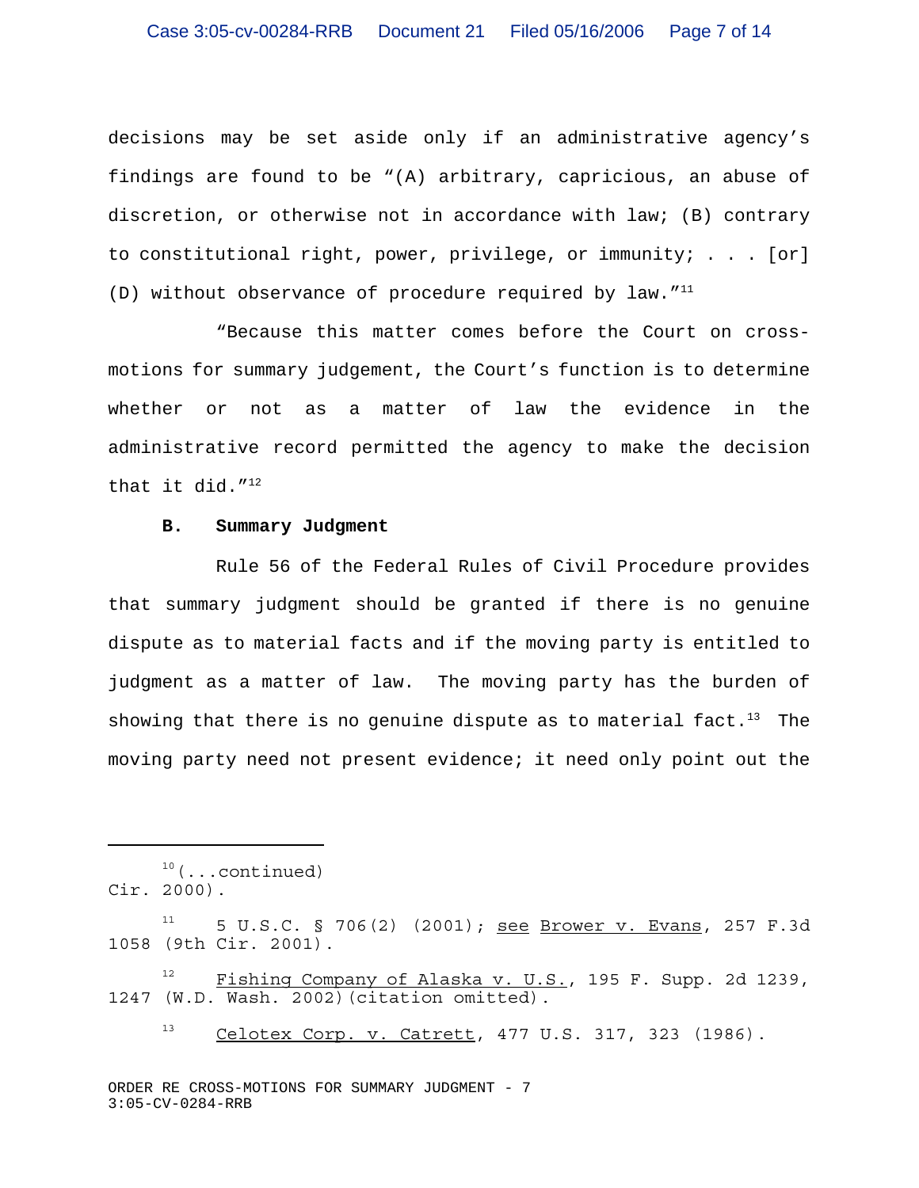decisions may be set aside only if an administrative agency's findings are found to be "(A) arbitrary, capricious, an abuse of discretion, or otherwise not in accordance with law; (B) contrary to constitutional right, power, privilege, or immunity; . . . [or] (D) without observance of procedure required by law."[11]

"Because this matter comes before the Court on cross-motions for summary judgement, the Court's function is to determine whether or not as a matter of law the evidence in the administrative record permitted the agency to make the decision that it did."[12]

**B. Summary Judgment**

Rule 56 of the Federal Rules of Civil Procedure provides that summary judgment should be granted if there is no genuine dispute as to material facts and if the moving party is entitled to judgment as a matter of law. The moving party has the burden of showing that there is no genuine dispute as to material fact.[13] The moving party need not present evidence; it need only point out the

---

[10](...continued) Cir. 2000).

[11] 5 U.S.C. § 706(2) (2001); <u>see</u> <u>Brower v. Evans</u>, 257 F.3d 1058 (9th Cir. 2001).

[12] <u>Fishing Company of Alaska v. U.S.</u>, 195 F. Supp. 2d 1239, 1247 (W.D. Wash. 2002)(citation omitted).

[13] <u>Celotex Corp. v. Catrett</u>, 477 U.S. 317, 323 (1986).

ORDER RE CROSS-MOTIONS FOR SUMMARY JUDGMENT - 7
3:05-CV-0284-RRB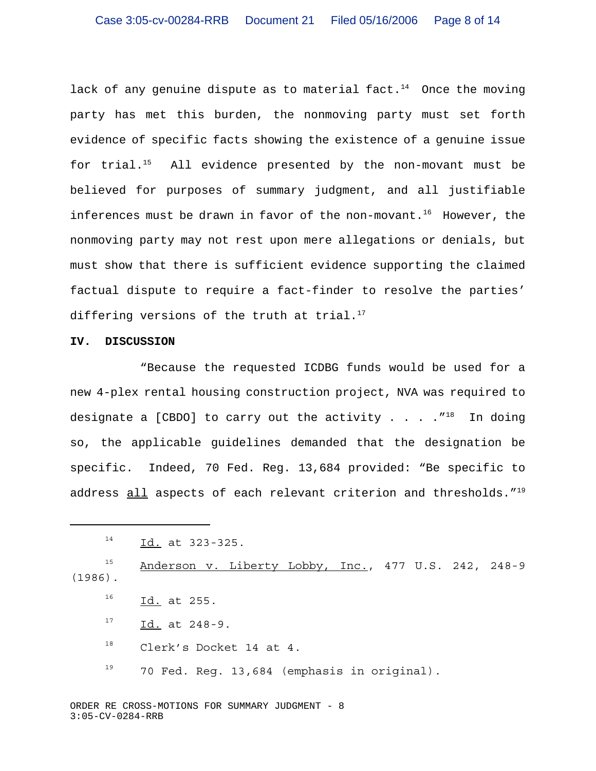lack of any genuine dispute as to material fact.[14] Once the moving party has met this burden, the nonmoving party must set forth evidence of specific facts showing the existence of a genuine issue for trial.[15] All evidence presented by the non-movant must be believed for purposes of summary judgment, and all justifiable inferences must be drawn in favor of the non-movant.[16] However, the nonmoving party may not rest upon mere allegations or denials, but must show that there is sufficient evidence supporting the claimed factual dispute to require a fact-finder to resolve the parties' differing versions of the truth at trial.[17]

**IV. DISCUSSION**

"Because the requested ICDBG funds would be used for a new 4-plex rental housing construction project, NVA was required to designate a [CBDO] to carry out the activity . . . ."[18] In doing so, the applicable guidelines demanded that the designation be specific. Indeed, 70 Fed. Reg. 13,684 provided: "Be specific to address <u>all</u> aspects of each relevant criterion and thresholds."[19]

---

[14] <u>Id.</u> at 323-325.

[15] <u>Anderson v. Liberty Lobby, Inc.</u>, 477 U.S. 242, 248-9 (1986).

[16] <u>Id.</u> at 255.

[17] <u>Id.</u> at 248-9.

[18] Clerk's Docket 14 at 4.

[19] 70 Fed. Reg. 13,684 (emphasis in original).

ORDER RE CROSS-MOTIONS FOR SUMMARY JUDGMENT - 8
3:05-CV-0284-RRB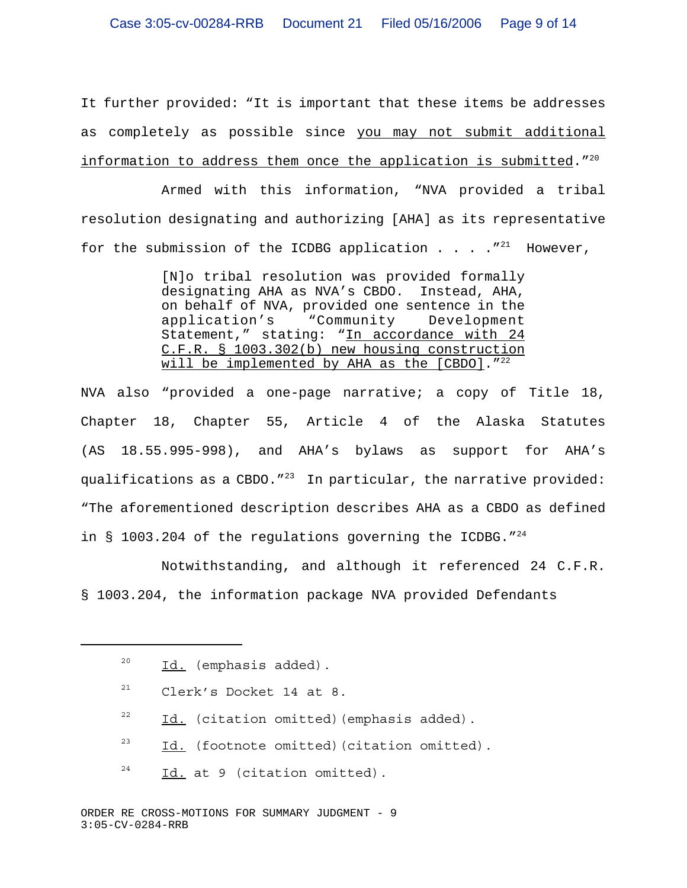It further provided: "It is important that these items be addresses as completely as possible since <u>you may not submit additional information to address them once the application is submitted</u>."[20]

Armed with this information, "NVA provided a tribal resolution designating and authorizing [AHA] as its representative for the submission of the ICDBG application . . . ."[21] However,

> [N]o tribal resolution was provided formally designating AHA as NVA's CBDO. Instead, AHA, on behalf of NVA, provided one sentence in the application's "Community Development Statement," stating: "<u>In accordance with 24 C.F.R. § 1003.302(b) new housing construction will be implemented by AHA as the [CBDO]</u>."[22]

NVA also "provided a one-page narrative; a copy of Title 18, Chapter 18, Chapter 55, Article 4 of the Alaska Statutes (AS 18.55.995-998), and AHA's bylaws as support for AHA's qualifications as a CBDO."[23] In particular, the narrative provided: "The aforementioned description describes AHA as a CBDO as defined in § 1003.204 of the regulations governing the ICDBG."[24]

Notwithstanding, and although it referenced 24 C.F.R. § 1003.204, the information package NVA provided Defendants

---

[20] <u>Id.</u> (emphasis added).

[21] Clerk's Docket 14 at 8.

[22] <u>Id.</u> (citation omitted)(emphasis added).

[23] <u>Id.</u> (footnote omitted)(citation omitted).

[24] <u>Id.</u> at 9 (citation omitted).

ORDER RE CROSS-MOTIONS FOR SUMMARY JUDGMENT - 9
3:05-CV-0284-RRB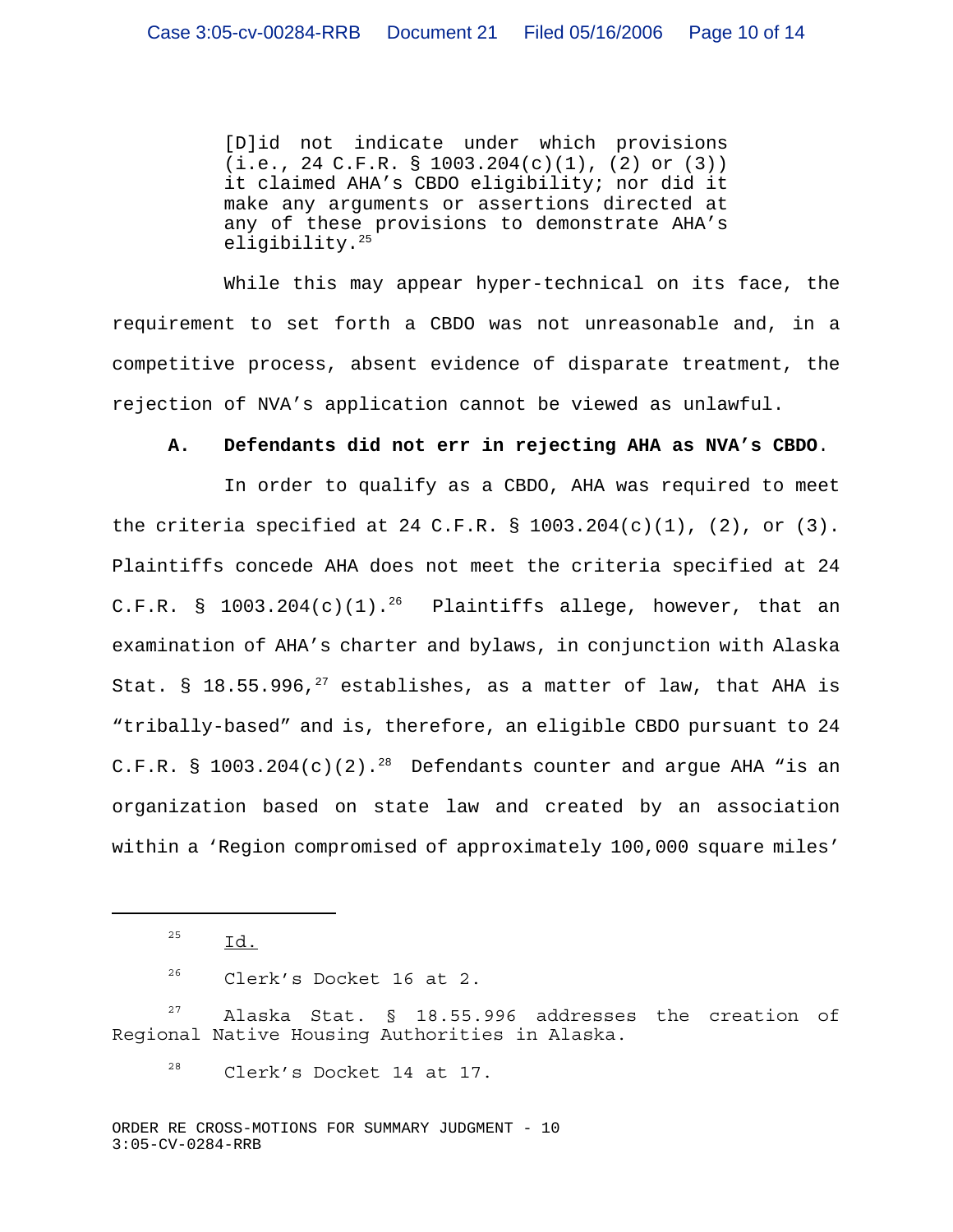> [D]id not indicate under which provisions (i.e., 24 C.F.R. § 1003.204(c)(1), (2) or (3)) it claimed AHA's CBDO eligibility; nor did it make any arguments or assertions directed at any of these provisions to demonstrate AHA's eligibility.[25]

While this may appear hyper-technical on its face, the requirement to set forth a CBDO was not unreasonable and, in a competitive process, absent evidence of disparate treatment, the rejection of NVA's application cannot be viewed as unlawful.

**A. Defendants did not err in rejecting AHA as NVA's CBDO.**

In order to qualify as a CBDO, AHA was required to meet the criteria specified at 24 C.F.R. § 1003.204(c)(1), (2), or (3). Plaintiffs concede AHA does not meet the criteria specified at 24 C.F.R. § 1003.204(c)(1).[26] Plaintiffs allege, however, that an examination of AHA's charter and bylaws, in conjunction with Alaska Stat. § 18.55.996,[27] establishes, as a matter of law, that AHA is "tribally-based" and is, therefore, an eligible CBDO pursuant to 24 C.F.R. § 1003.204(c)(2).[28] Defendants counter and argue AHA "is an organization based on state law and created by an association within a 'Region compromised of approximately 100,000 square miles'

---

[25] Id.

[26] Clerk's Docket 16 at 2.

[27] Alaska Stat. § 18.55.996 addresses the creation of Regional Native Housing Authorities in Alaska.

[28] Clerk's Docket 14 at 17.

ORDER RE CROSS-MOTIONS FOR SUMMARY JUDGMENT - 10
3:05-CV-0284-RRB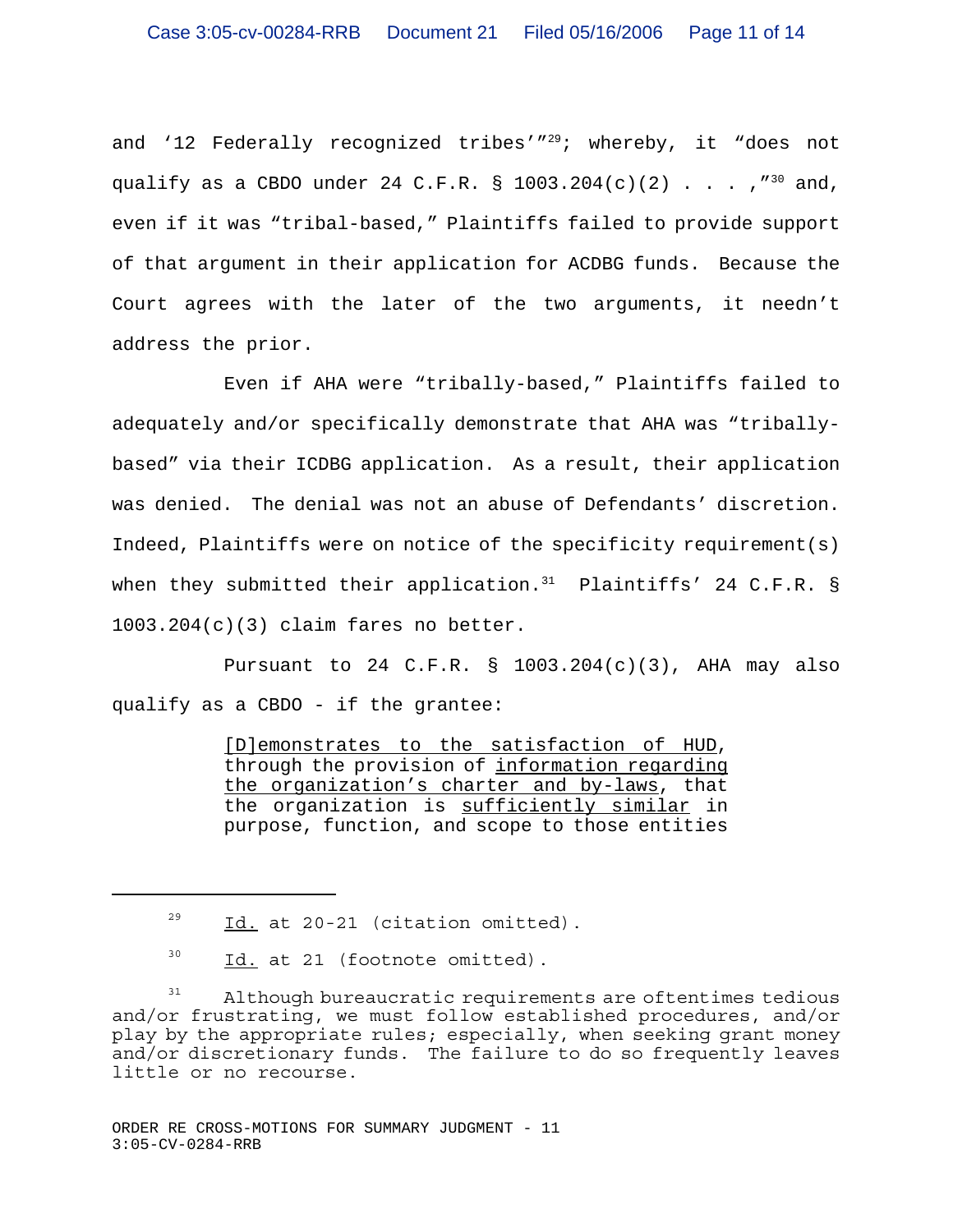and '12 Federally recognized tribes'"[29]; whereby, it "does not qualify as a CBDO under 24 C.F.R. § 1003.204(c)(2) . . . ,"[30] and, even if it was "tribal-based," Plaintiffs failed to provide support of that argument in their application for ACDBG funds. Because the Court agrees with the later of the two arguments, it needn't address the prior.

Even if AHA were "tribally-based," Plaintiffs failed to adequately and/or specifically demonstrate that AHA was "tribally-based" via their ICDBG application. As a result, their application was denied. The denial was not an abuse of Defendants' discretion. Indeed, Plaintiffs were on notice of the specificity requirement(s) when they submitted their application.[31] Plaintiffs' 24 C.F.R. § 1003.204(c)(3) claim fares no better.

Pursuant to 24 C.F.R. § 1003.204(c)(3), AHA may also qualify as a CBDO - if the grantee:

> <u>[D]emonstrates to the satisfaction of HUD</u>, through the provision of <u>information regarding the organization's charter and by-laws</u>, that the organization is <u>sufficiently similar</u> in purpose, function, and scope to those entities

---

[29] <u>Id.</u> at 20-21 (citation omitted).

[30] <u>Id.</u> at 21 (footnote omitted).

[31] Although bureaucratic requirements are oftentimes tedious and/or frustrating, we must follow established procedures, and/or play by the appropriate rules; especially, when seeking grant money and/or discretionary funds. The failure to do so frequently leaves little or no recourse.

ORDER RE CROSS-MOTIONS FOR SUMMARY JUDGMENT - 11
3:05-CV-0284-RRB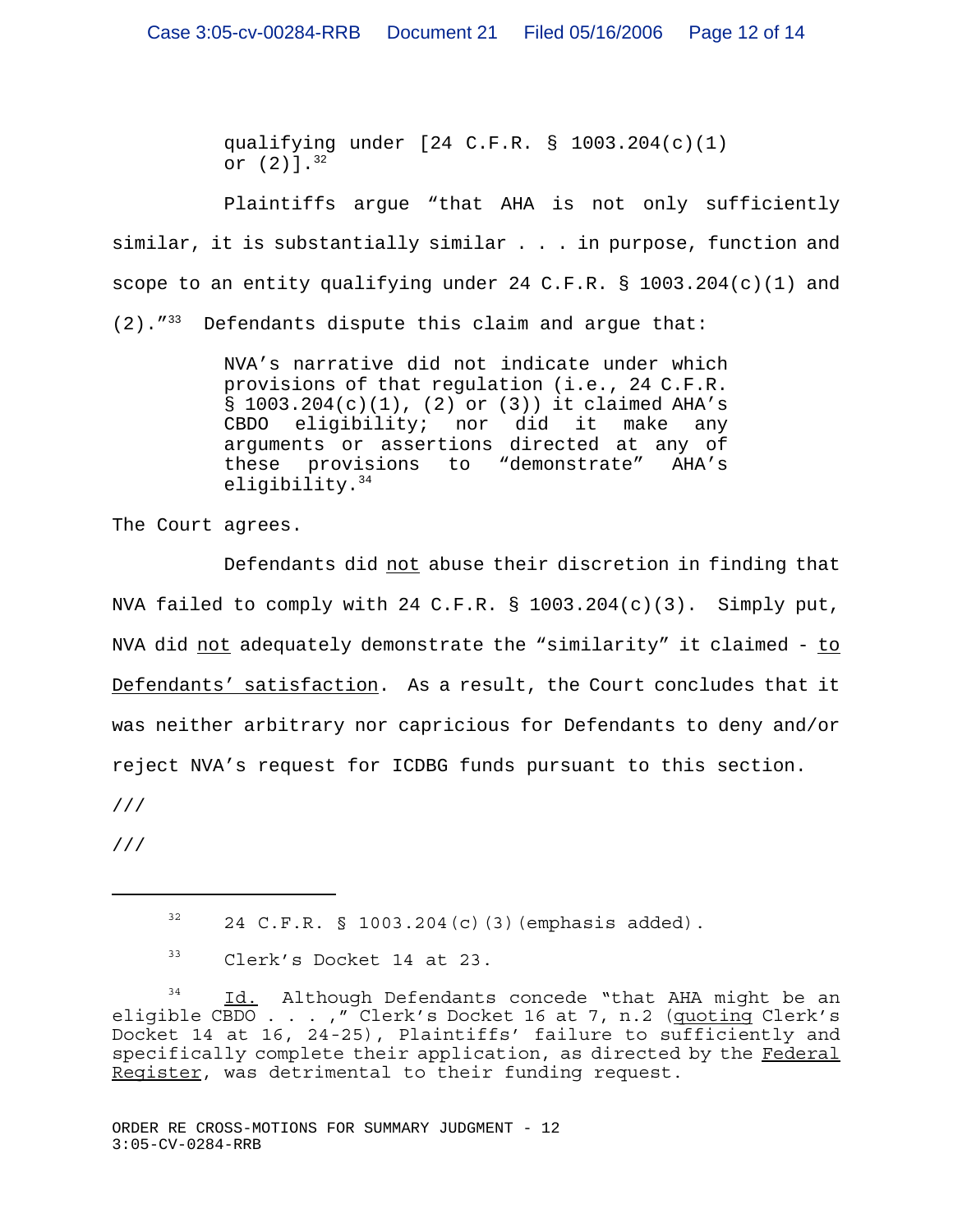> qualifying under [24 C.F.R. § 1003.204(c)(1) or (2)].[32]

Plaintiffs argue "that AHA is not only sufficiently similar, it is substantially similar . . . in purpose, function and scope to an entity qualifying under 24 C.F.R. § 1003.204(c)(1) and (2)."[33] Defendants dispute this claim and argue that:

> NVA's narrative did not indicate under which provisions of that regulation (i.e., 24 C.F.R. § 1003.204(c)(1), (2) or (3)) it claimed AHA's CBDO eligibility; nor did it make any arguments or assertions directed at any of these provisions to "demonstrate" AHA's eligibility.[34]

The Court agrees.

Defendants did <u>not</u> abuse their discretion in finding that NVA failed to comply with 24 C.F.R. § 1003.204(c)(3). Simply put, NVA did <u>not</u> adequately demonstrate the "similarity" it claimed - <u>to Defendants' satisfaction</u>. As a result, the Court concludes that it was neither arbitrary nor capricious for Defendants to deny and/or reject NVA's request for ICDBG funds pursuant to this section.

///

///

---

[32] 24 C.F.R. § 1003.204(c)(3)(emphasis added).

[33] Clerk's Docket 14 at 23.

[34] <u>Id.</u> Although Defendants concede "that AHA might be an eligible CBDO . . . ," Clerk's Docket 16 at 7, n.2 (<u>quoting</u> Clerk's Docket 14 at 16, 24-25), Plaintiffs' failure to sufficiently and specifically complete their application, as directed by the <u>Federal Register</u>, was detrimental to their funding request.

ORDER RE CROSS-MOTIONS FOR SUMMARY JUDGMENT - 12
3:05-CV-0284-RRB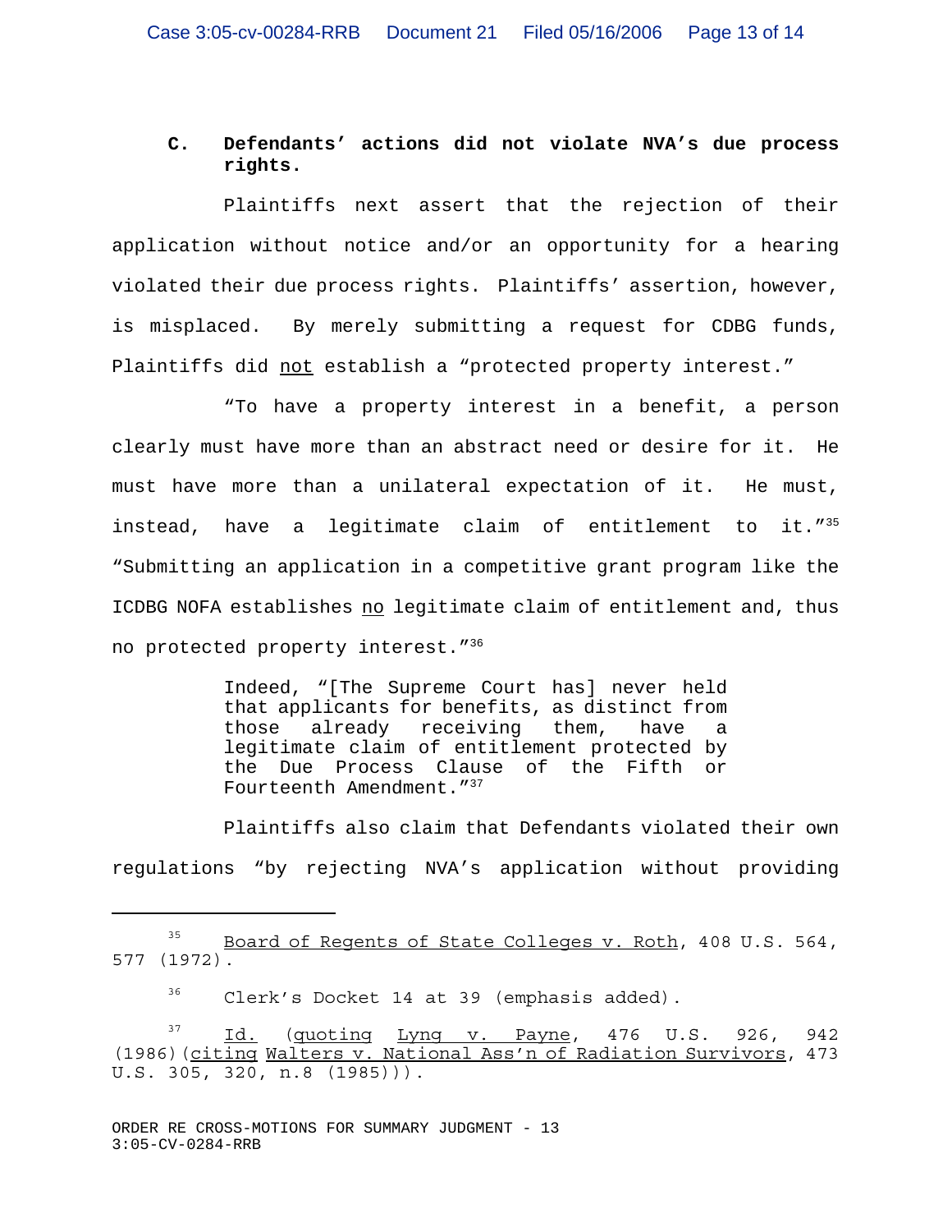### C. Defendants' actions did not violate NVA's due process rights.

Plaintiffs next assert that the rejection of their application without notice and/or an opportunity for a hearing violated their due process rights. Plaintiffs' assertion, however, is misplaced. By merely submitting a request for CDBG funds, Plaintiffs did <u>not</u> establish a "protected property interest."

"To have a property interest in a benefit, a person clearly must have more than an abstract need or desire for it. He must have more than a unilateral expectation of it. He must, instead, have a legitimate claim of entitlement to it."[35] "Submitting an application in a competitive grant program like the ICDBG NOFA establishes <u>no</u> legitimate claim of entitlement and, thus no protected property interest."[36]

> Indeed, "[The Supreme Court has] never held that applicants for benefits, as distinct from those already receiving them, have a legitimate claim of entitlement protected by the Due Process Clause of the Fifth or Fourteenth Amendment."[37]

Plaintiffs also claim that Defendants violated their own regulations "by rejecting NVA's application without providing

---

[35] <u>Board of Regents of State Colleges v. Roth</u>, 408 U.S. 564, 577 (1972).

[36] Clerk's Docket 14 at 39 (emphasis added).

[37] <u>Id.</u> (<u>quoting</u> <u>Lyng v. Payne</u>, 476 U.S. 926, 942 (1986)(<u>citing</u> <u>Walters v. National Ass'n of Radiation Survivors</u>, 473 U.S. 305, 320, n.8 (1985))).

ORDER RE CROSS-MOTIONS FOR SUMMARY JUDGMENT - 13
3:05-CV-0284-RRB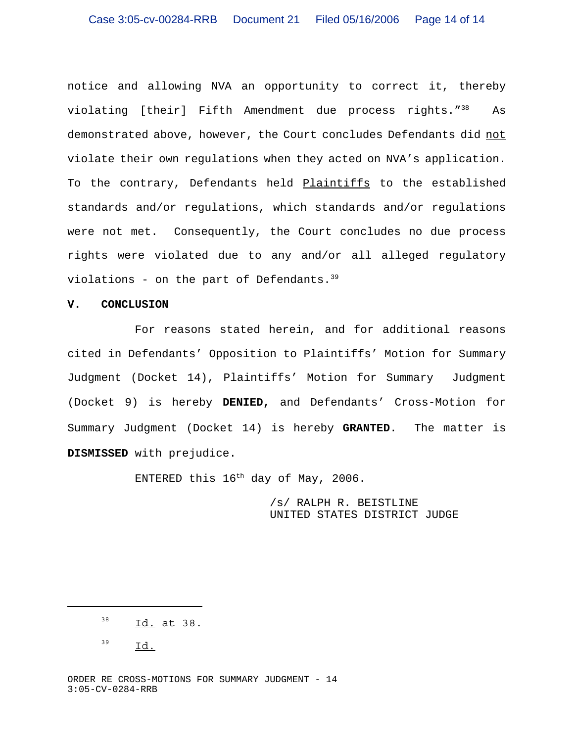notice and allowing NVA an opportunity to correct it, thereby violating [their] Fifth Amendment due process rights."[38] As demonstrated above, however, the Court concludes Defendants did not violate their own regulations when they acted on NVA's application. To the contrary, Defendants held Plaintiffs to the established standards and/or regulations, which standards and/or regulations were not met. Consequently, the Court concludes no due process rights were violated due to any and/or all alleged regulatory violations - on the part of Defendants.[39]

## V. CONCLUSION

For reasons stated herein, and for additional reasons cited in Defendants' Opposition to Plaintiffs' Motion for Summary Judgment (Docket 14), Plaintiffs' Motion for Summary Judgment (Docket 9) is hereby **DENIED,** and Defendants' Cross-Motion for Summary Judgment (Docket 14) is hereby **GRANTED**. The matter is **DISMISSED** with prejudice.

ENTERED this 16th day of May, 2006.

/s/ RALPH R. BEISTLINE
UNITED STATES DISTRICT JUDGE

---

[38] Id. at 38.

[39] Id.

ORDER RE CROSS-MOTIONS FOR SUMMARY JUDGMENT - 14
3:05-CV-0284-RRB